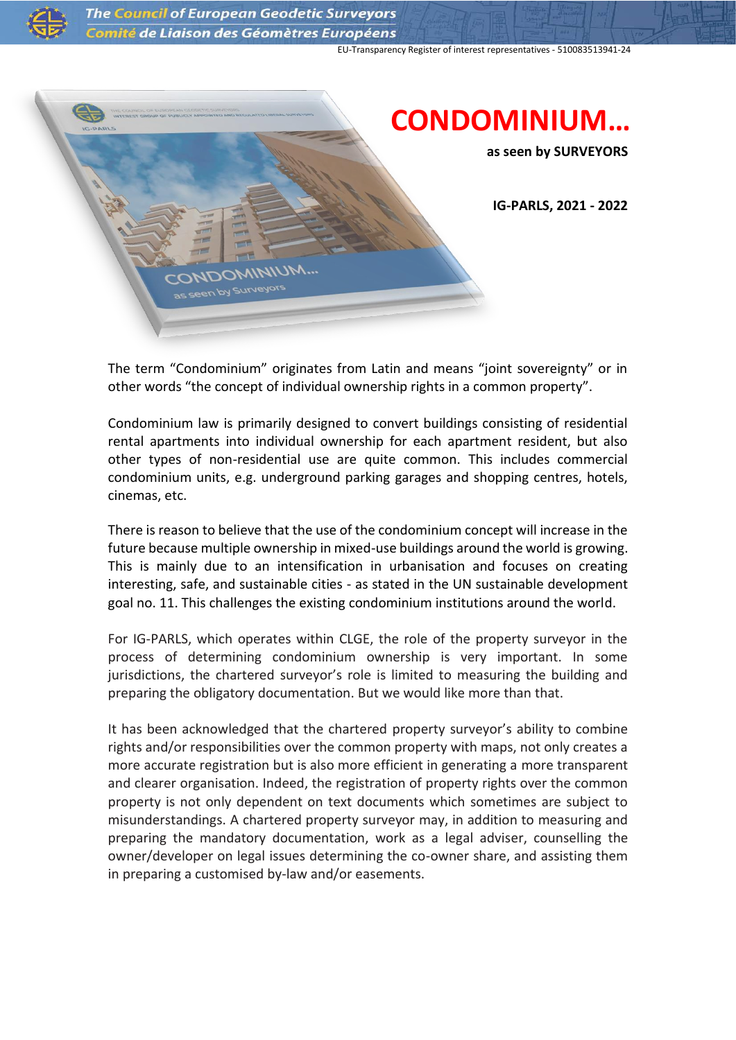EU-Transparency Register of interest representatives - 510083513941-24

# CONDOMINIUM…

**as seen by SURVEYORS**

**IG-PARLS, 2021 - 2022**

The term "Condominium" originates from Latin and means "joint sovereignty" or in other words "the concept of individual ownership rights in a common property".

Condominium law is primarily designed to convert buildings consisting of residential rental apartments into individual ownership for each apartment resident, but also other types of non-residential use are quite common. This includes commercial condominium units, e.g. underground parking garages and shopping centres, hotels, cinemas, etc.

There is reason to believe that the use of the condominium concept will increase in the future because multiple ownership in mixed-use buildings around the world is growing. This is mainly due to an intensification in urbanisation and focuses on creating interesting, safe, and sustainable cities - as stated in the UN sustainable development goal no. 11. This challenges the existing condominium institutions around the world.

For IG-PARLS, which operates within CLGE, the role of the property surveyor in the process of determining condominium ownership is very important. In some jurisdictions, the chartered surveyor's role is limited to measuring the building and preparing the obligatory documentation. But we would like more than that.

It has been acknowledged that the chartered property surveyor's ability to combine rights and/or responsibilities over the common property with maps, not only creates a more accurate registration but is also more efficient in generating a more transparent and clearer organisation. Indeed, the registration of property rights over the common property is not only dependent on text documents which sometimes are subject to misunderstandings. A chartered property surveyor may, in addition to measuring and preparing the mandatory documentation, work as a legal adviser, counselling the owner/developer on legal issues determining the co-owner share, and assisting them in preparing a customised by-law and/or easements.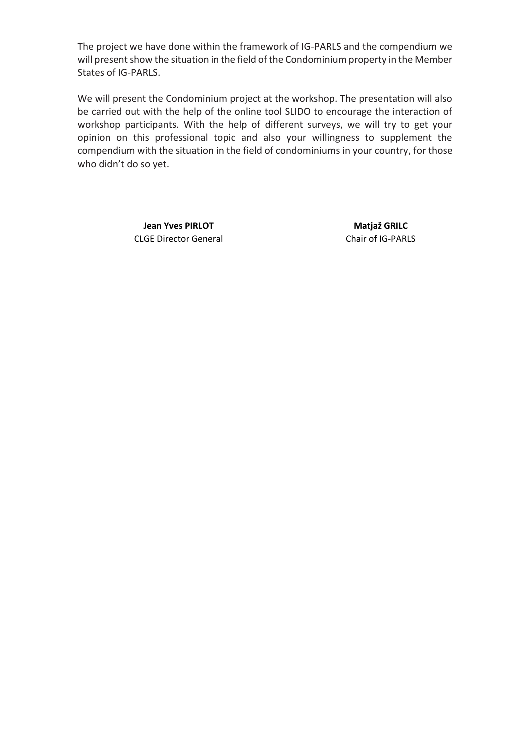The project we have done within the framework of IG-PARLS and the compendium we will present show the situation in the field of the Condominium property in the Member States of IG-PARLS.

We will present the Condominium project at the workshop. The presentation will also be carried out with the help of the online tool SLIDO to encourage the interaction of workshop participants. With the help of different surveys, we will try to get your opinion on this professional topic and also your willingness to supplement the compendium with the situation in the field of condominiums in your country, for those who didn't do so yet.

**Jean Yves PIRLOT**
CLGE Director General

**Matjaž GRILC**
Chair of IG-PARLS